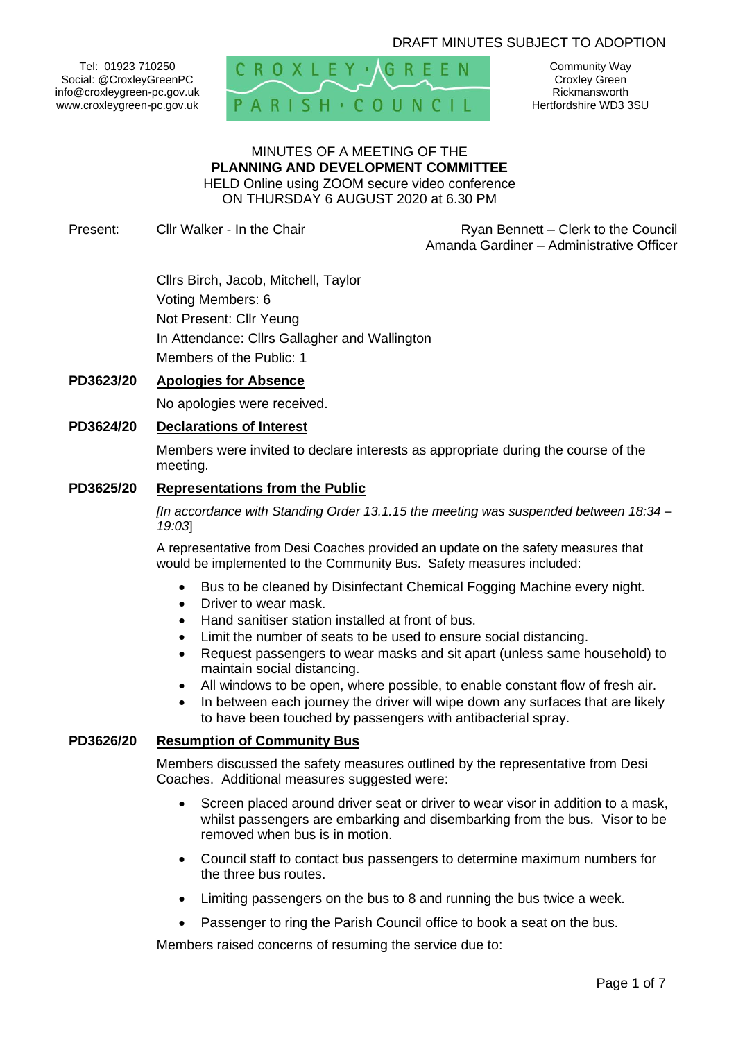DRAFT MINUTES SUBJECT TO ADOPTION

Tel: 01923 710250
Social: @CroxleyGreenPC
info@croxleygreen-pc.gov.uk
www.croxleygreen-pc.gov.uk

CROXLEY GREEN PARISH COUNCIL

Community Way
Croxley Green
Rickmansworth
Hertfordshire WD3 3SU

MINUTES OF A MEETING OF THE
**PLANNING AND DEVELOPMENT COMMITTEE**
HELD Online using ZOOM secure video conference
ON THURSDAY 6 AUGUST 2020 at 6.30 PM

Present: Cllr Walker - In the Chair

Ryan Bennett – Clerk to the Council
Amanda Gardiner – Administrative Officer

Cllrs Birch, Jacob, Mitchell, Taylor
Voting Members: 6
Not Present: Cllr Yeung
In Attendance: Cllrs Gallagher and Wallington
Members of the Public: 1

**PD3623/20 Apologies for Absence**

No apologies were received.

**PD3624/20 Declarations of Interest**

Members were invited to declare interests as appropriate during the course of the meeting.

**PD3625/20 Representations from the Public**

*[In accordance with Standing Order 13.1.15 the meeting was suspended between 18:34 – 19:03*]

A representative from Desi Coaches provided an update on the safety measures that would be implemented to the Community Bus. Safety measures included:

- Bus to be cleaned by Disinfectant Chemical Fogging Machine every night.
- Driver to wear mask.
- Hand sanitiser station installed at front of bus.
- Limit the number of seats to be used to ensure social distancing.
- Request passengers to wear masks and sit apart (unless same household) to maintain social distancing.
- All windows to be open, where possible, to enable constant flow of fresh air.
- In between each journey the driver will wipe down any surfaces that are likely to have been touched by passengers with antibacterial spray.

**PD3626/20 Resumption of Community Bus**

Members discussed the safety measures outlined by the representative from Desi Coaches. Additional measures suggested were:

- Screen placed around driver seat or driver to wear visor in addition to a mask, whilst passengers are embarking and disembarking from the bus. Visor to be removed when bus is in motion.
- Council staff to contact bus passengers to determine maximum numbers for the three bus routes.
- Limiting passengers on the bus to 8 and running the bus twice a week.
- Passenger to ring the Parish Council office to book a seat on the bus.

Members raised concerns of resuming the service due to: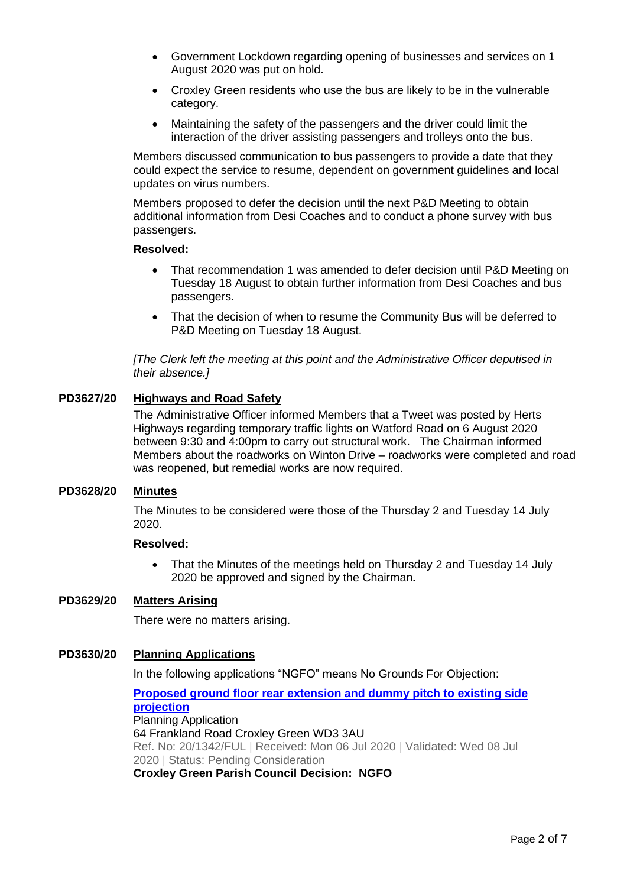- Government Lockdown regarding opening of businesses and services on 1 August 2020 was put on hold.
- Croxley Green residents who use the bus are likely to be in the vulnerable category.
- Maintaining the safety of the passengers and the driver could limit the interaction of the driver assisting passengers and trolleys onto the bus.

Members discussed communication to bus passengers to provide a date that they could expect the service to resume, dependent on government guidelines and local updates on virus numbers.

Members proposed to defer the decision until the next P&D Meeting to obtain additional information from Desi Coaches and to conduct a phone survey with bus passengers.

**Resolved:**

- That recommendation 1 was amended to defer decision until P&D Meeting on Tuesday 18 August to obtain further information from Desi Coaches and bus passengers.
- That the decision of when to resume the Community Bus will be deferred to P&D Meeting on Tuesday 18 August.

*[The Clerk left the meeting at this point and the Administrative Officer deputised in their absence.]*

**PD3627/20** **Highways and Road Safety**

The Administrative Officer informed Members that a Tweet was posted by Herts Highways regarding temporary traffic lights on Watford Road on 6 August 2020 between 9:30 and 4:00pm to carry out structural work. The Chairman informed Members about the roadworks on Winton Drive – roadworks were completed and road was reopened, but remedial works are now required.

**PD3628/20** **Minutes**

The Minutes to be considered were those of the Thursday 2 and Tuesday 14 July 2020.

**Resolved:**

- That the Minutes of the meetings held on Thursday 2 and Tuesday 14 July 2020 be approved and signed by the Chairman**.**

**PD3629/20** **Matters Arising**

There were no matters arising.

**PD3630/20** **Planning Applications**

In the following applications "NGFO" means No Grounds For Objection:

**Proposed ground floor rear extension and dummy pitch to existing side projection**
Planning Application
64 Frankland Road Croxley Green WD3 3AU
Ref. No: 20/1342/FUL | Received: Mon 06 Jul 2020 | Validated: Wed 08 Jul 2020 | Status: Pending Consideration
**Croxley Green Parish Council Decision: NGFO**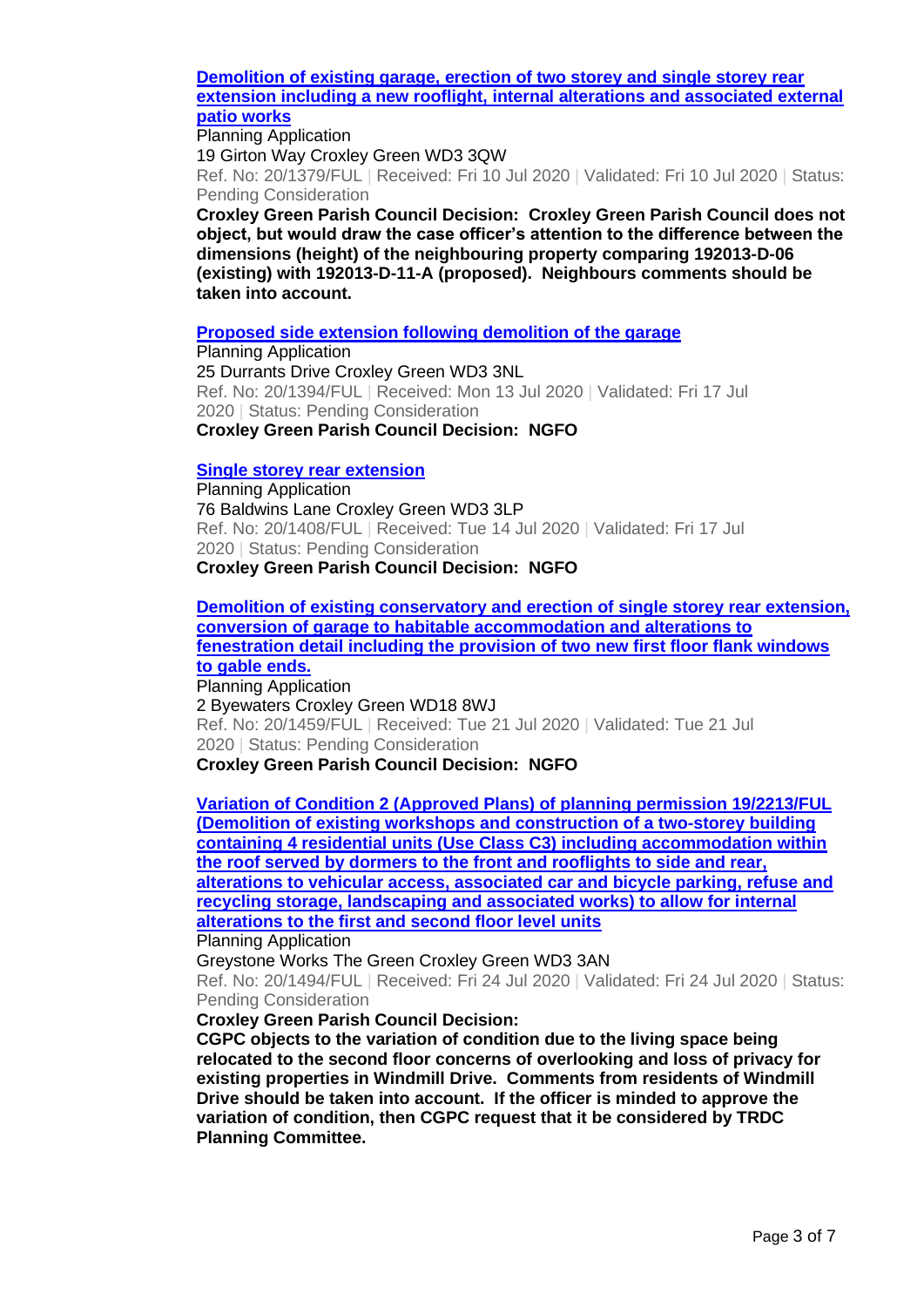**[Demolition of existing garage, erection of two storey and single storey rear extension including a new rooflight, internal alterations and associated external patio works]**

Planning Application
19 Girton Way Croxley Green WD3 3QW
Ref. No: 20/1379/FUL | Received: Fri 10 Jul 2020 | Validated: Fri 10 Jul 2020 | Status: Pending Consideration

**Croxley Green Parish Council Decision: Croxley Green Parish Council does not object, but would draw the case officer's attention to the difference between the dimensions (height) of the neighbouring property comparing 192013-D-06 (existing) with 192013-D-11-A (proposed). Neighbours comments should be taken into account.**

**[Proposed side extension following demolition of the garage]**

Planning Application
25 Durrants Drive Croxley Green WD3 3NL
Ref. No: 20/1394/FUL | Received: Mon 13 Jul 2020 | Validated: Fri 17 Jul 2020 | Status: Pending Consideration

**Croxley Green Parish Council Decision: NGFO**

**[Single storey rear extension]**

Planning Application
76 Baldwins Lane Croxley Green WD3 3LP
Ref. No: 20/1408/FUL | Received: Tue 14 Jul 2020 | Validated: Fri 17 Jul 2020 | Status: Pending Consideration

**Croxley Green Parish Council Decision: NGFO**

**[Demolition of existing conservatory and erection of single storey rear extension, conversion of garage to habitable accommodation and alterations to fenestration detail including the provision of two new first floor flank windows to gable ends.]**

Planning Application
2 Byewaters Croxley Green WD18 8WJ
Ref. No: 20/1459/FUL | Received: Tue 21 Jul 2020 | Validated: Tue 21 Jul 2020 | Status: Pending Consideration

**Croxley Green Parish Council Decision: NGFO**

**[Variation of Condition 2 (Approved Plans) of planning permission 19/2213/FUL (Demolition of existing workshops and construction of a two-storey building containing 4 residential units (Use Class C3) including accommodation within the roof served by dormers to the front and rooflights to side and rear, alterations to vehicular access, associated car and bicycle parking, refuse and recycling storage, landscaping and associated works) to allow for internal alterations to the first and second floor level units]**

Planning Application
Greystone Works The Green Croxley Green WD3 3AN
Ref. No: 20/1494/FUL | Received: Fri 24 Jul 2020 | Validated: Fri 24 Jul 2020 | Status: Pending Consideration

**Croxley Green Parish Council Decision:**

**CGPC objects to the variation of condition due to the living space being relocated to the second floor concerns of overlooking and loss of privacy for existing properties in Windmill Drive. Comments from residents of Windmill Drive should be taken into account. If the officer is minded to approve the variation of condition, then CGPC request that it be considered by TRDC Planning Committee.**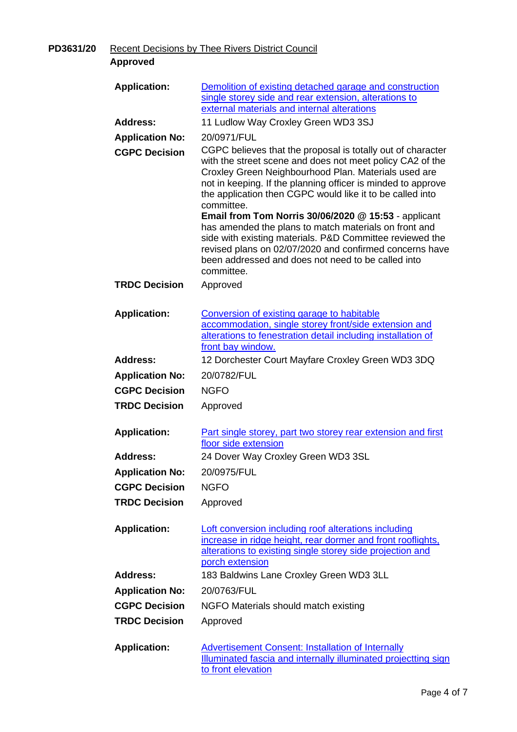**PD3631/20** Recent Decisions by Thee Rivers District Council

**Approved**

| | |
|---|---|
| **Application:** | Demolition of existing detached garage and construction single storey side and rear extension, alterations to external materials and internal alterations |
| **Address:** | 11 Ludlow Way Croxley Green WD3 3SJ |
| **Application No:** | 20/0971/FUL |
| **CGPC Decision** | CGPC believes that the proposal is totally out of character with the street scene and does not meet policy CA2 of the Croxley Green Neighbourhood Plan. Materials used are not in keeping. If the planning officer is minded to approve the application then CGPC would like it to be called into committee. **Email from Tom Norris 30/06/2020 @ 15:53** - applicant has amended the plans to match materials on front and side with existing materials. P&D Committee reviewed the revised plans on 02/07/2020 and confirmed concerns have been addressed and does not need to be called into committee. |
| **TRDC Decision** | Approved |

| | |
|---|---|
| **Application:** | Conversion of existing garage to habitable accommodation, single storey front/side extension and alterations to fenestration detail including installation of front bay window. |
| **Address:** | 12 Dorchester Court Mayfare Croxley Green WD3 3DQ |
| **Application No:** | 20/0782/FUL |
| **CGPC Decision** | NGFO |
| **TRDC Decision** | Approved |

| | |
|---|---|
| **Application:** | Part single storey, part two storey rear extension and first floor side extension |
| **Address:** | 24 Dover Way Croxley Green WD3 3SL |
| **Application No:** | 20/0975/FUL |
| **CGPC Decision** | NGFO |
| **TRDC Decision** | Approved |

| | |
|---|---|
| **Application:** | Loft conversion including roof alterations including increase in ridge height, rear dormer and front rooflights, alterations to existing single storey side projection and porch extension |
| **Address:** | 183 Baldwins Lane Croxley Green WD3 3LL |
| **Application No:** | 20/0763/FUL |
| **CGPC Decision** | NGFO Materials should match existing |
| **TRDC Decision** | Approved |

| | |
|---|---|
| **Application:** | Advertisement Consent: Installation of Internally Illuminated fascia and internally illuminated projectting sign to front elevation |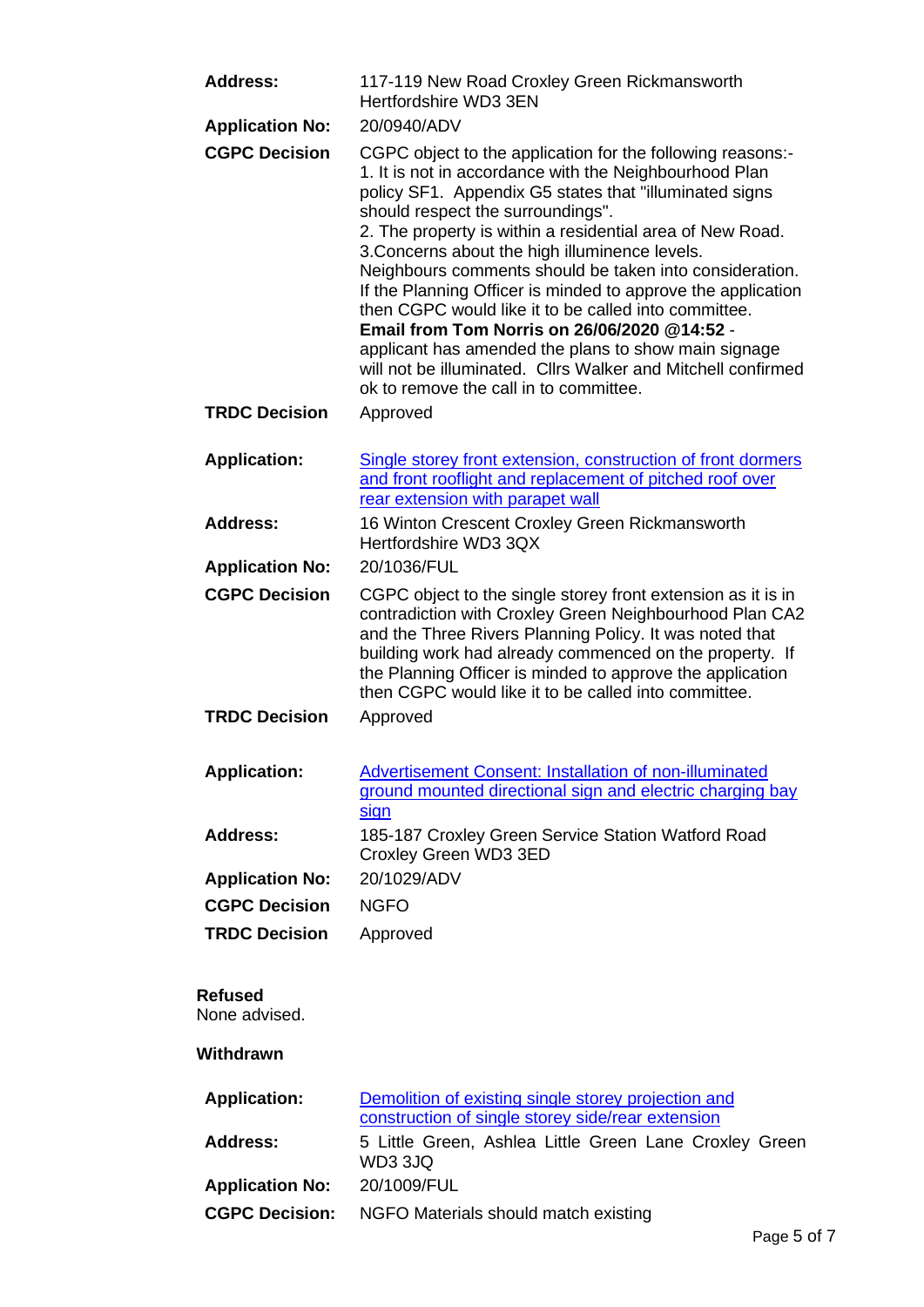| | |
|---|---|
| **Address:** | 117-119 New Road Croxley Green Rickmansworth Hertfordshire WD3 3EN |
| **Application No:** | 20/0940/ADV |
| **CGPC Decision** | CGPC object to the application for the following reasons:- 1. It is not in accordance with the Neighbourhood Plan policy SF1. Appendix G5 states that "illuminated signs should respect the surroundings". 2. The property is within a residential area of New Road. 3.Concerns about the high illuminence levels. Neighbours comments should be taken into consideration. If the Planning Officer is minded to approve the application then CGPC would like it to be called into committee. **Email from Tom Norris on 26/06/2020 @14:52** - applicant has amended the plans to show main signage will not be illuminated. Cllrs Walker and Mitchell confirmed ok to remove the call in to committee. |
| **TRDC Decision** | Approved |

| | |
|---|---|
| **Application:** | Single storey front extension, construction of front dormers and front rooflight and replacement of pitched roof over rear extension with parapet wall |
| **Address:** | 16 Winton Crescent Croxley Green Rickmansworth Hertfordshire WD3 3QX |
| **Application No:** | 20/1036/FUL |
| **CGPC Decision** | CGPC object to the single storey front extension as it is in contradiction with Croxley Green Neighbourhood Plan CA2 and the Three Rivers Planning Policy. It was noted that building work had already commenced on the property. If the Planning Officer is minded to approve the application then CGPC would like it to be called into committee. |
| **TRDC Decision** | Approved |

| | |
|---|---|
| **Application:** | Advertisement Consent: Installation of non-illuminated ground mounted directional sign and electric charging bay sign |
| **Address:** | 185-187 Croxley Green Service Station Watford Road Croxley Green WD3 3ED |
| **Application No:** | 20/1029/ADV |
| **CGPC Decision** | NGFO |
| **TRDC Decision** | Approved |

**Refused**
None advised.

**Withdrawn**

| | |
|---|---|
| **Application:** | Demolition of existing single storey projection and construction of single storey side/rear extension |
| **Address:** | 5 Little Green, Ashlea Little Green Lane Croxley Green WD3 3JQ |
| **Application No:** | 20/1009/FUL |
| **CGPC Decision:** | NGFO Materials should match existing |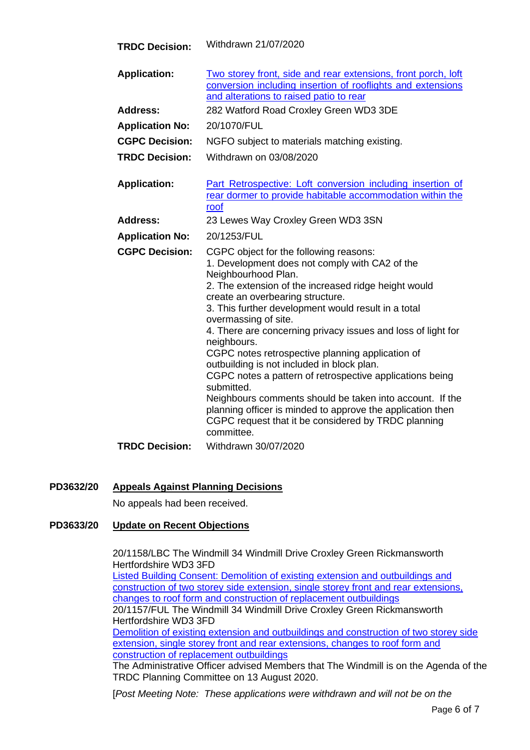**TRDC Decision:** Withdrawn 21/07/2020

**Application:** Two storey front, side and rear extensions, front porch, loft conversion including insertion of rooflights and extensions and alterations to raised patio to rear
**Address:** 282 Watford Road Croxley Green WD3 3DE
**Application No:** 20/1070/FUL
**CGPC Decision:** NGFO subject to materials matching existing.
**TRDC Decision:** Withdrawn on 03/08/2020

**Application:** Part Retrospective: Loft conversion including insertion of rear dormer to provide habitable accommodation within the roof
**Address:** 23 Lewes Way Croxley Green WD3 3SN
**Application No:** 20/1253/FUL
**CGPC Decision:** CGPC object for the following reasons:
1. Development does not comply with CA2 of the Neighbourhood Plan.
2. The extension of the increased ridge height would create an overbearing structure.
3. This further development would result in a total overmassing of site.
4. There are concerning privacy issues and loss of light for neighbours.

CGPC notes retrospective planning application of outbuilding is not included in block plan.
CGPC notes a pattern of retrospective applications being submitted.
Neighbours comments should be taken into account. If the planning officer is minded to approve the application then CGPC request that it be considered by TRDC planning committee.

**TRDC Decision:** Withdrawn 30/07/2020

## PD3632/20 Appeals Against Planning Decisions

No appeals had been received.

## PD3633/20 Update on Recent Objections

20/1158/LBC The Windmill 34 Windmill Drive Croxley Green Rickmansworth Hertfordshire WD3 3FD
Listed Building Consent: Demolition of existing extension and outbuildings and construction of two storey side extension, single storey front and rear extensions, changes to roof form and construction of replacement outbuildings
20/1157/FUL The Windmill 34 Windmill Drive Croxley Green Rickmansworth Hertfordshire WD3 3FD
Demolition of existing extension and outbuildings and construction of two storey side extension, single storey front and rear extensions, changes to roof form and construction of replacement outbuildings
The Administrative Officer advised Members that The Windmill is on the Agenda of the TRDC Planning Committee on 13 August 2020.

[*Post Meeting Note: These applications were withdrawn and will not be on the*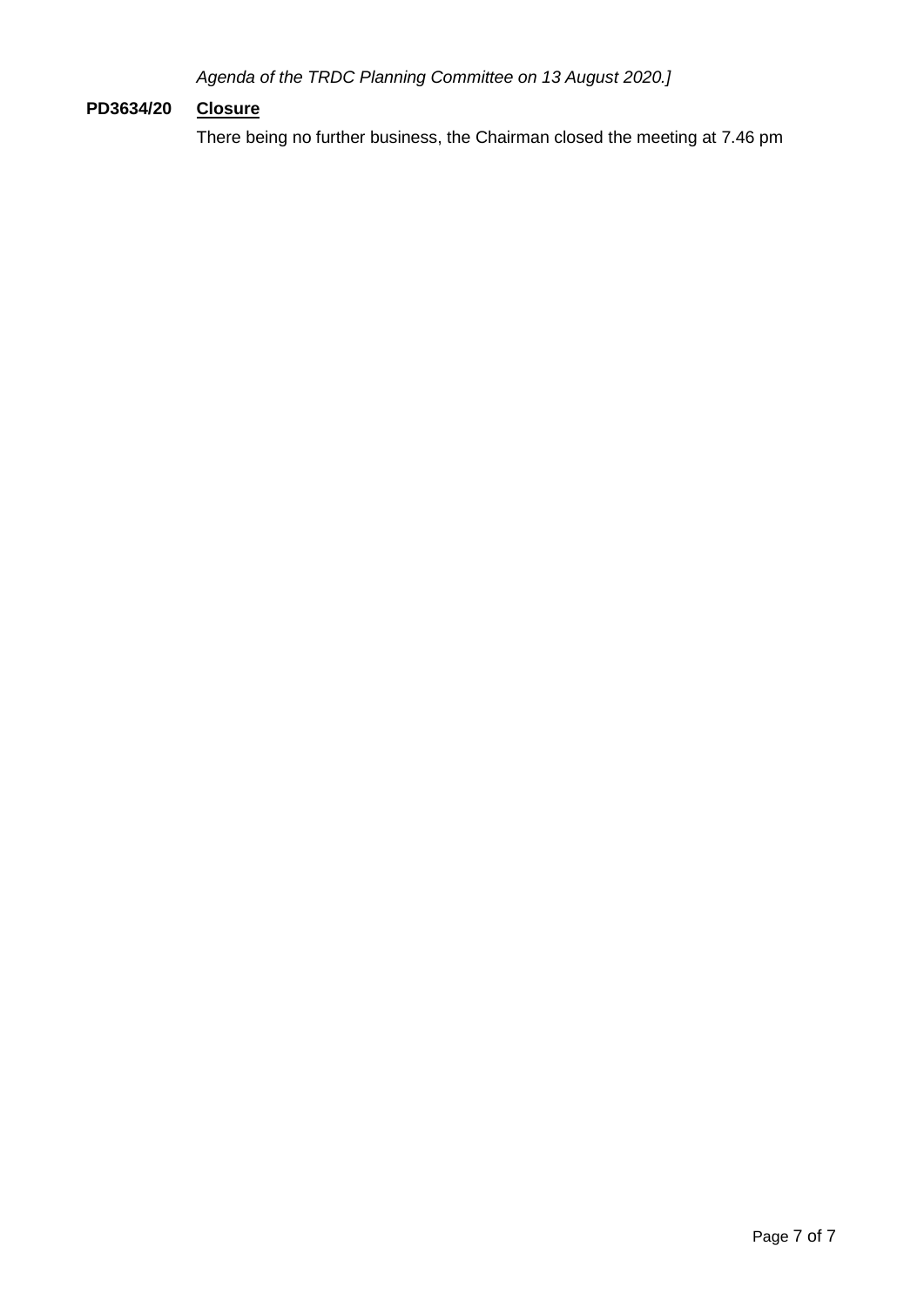*Agenda of the TRDC Planning Committee on 13 August 2020.]*

**PD3634/20** **Closure**

There being no further business, the Chairman closed the meeting at 7.46 pm